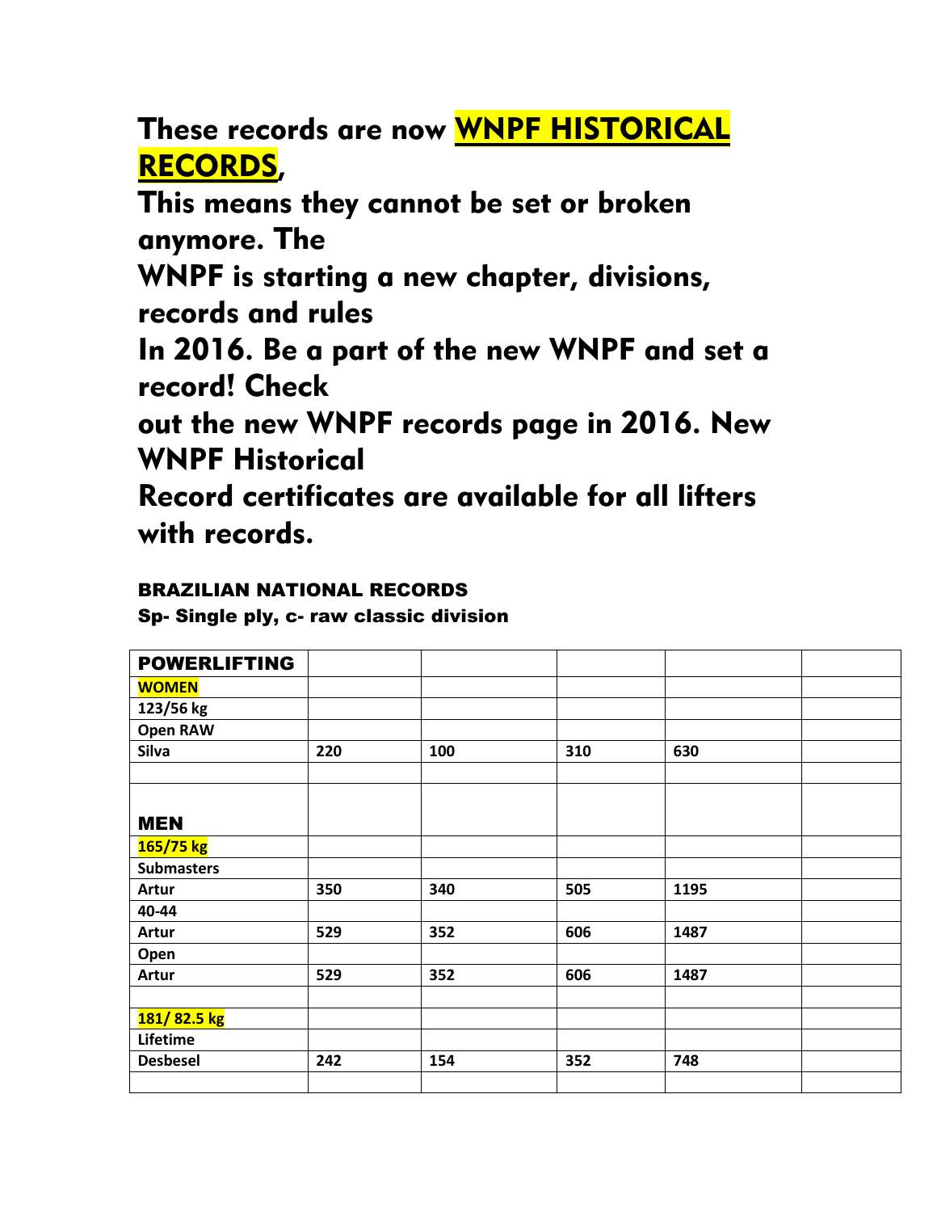**These records are now WNPF HISTORICAL RECORDS,**
**This means they cannot be set or broken anymore. The**
**WNPF is starting a new chapter, divisions, records and rules**
**In 2016. Be a part of the new WNPF and set a record! Check**
**out the new WNPF records page in 2016. New WNPF Historical**
**Record certificates are available for all lifters with records.**

**BRAZILIAN NATIONAL RECORDS**
**Sp- Single ply, c- raw classic division**

| **POWERLIFTING** | | | | | |
|---|---|---|---|---|---|
| **WOMEN** | | | | | |
| **123/56 kg** | | | | | |
| **Open RAW** | | | | | |
| **Silva** | **220** | **100** | **310** | **630** | |
| | | | | | |
| **MEN** | | | | | |
| **165/75 kg** | | | | | |
| **Submasters** | | | | | |
| **Artur** | **350** | **340** | **505** | **1195** | |
| **40-44** | | | | | |
| **Artur** | **529** | **352** | **606** | **1487** | |
| **Open** | | | | | |
| **Artur** | **529** | **352** | **606** | **1487** | |
| | | | | | |
| **181/ 82.5 kg** | | | | | |
| **Lifetime** | | | | | |
| **Desbesel** | **242** | **154** | **352** | **748** | |
| | | | | | |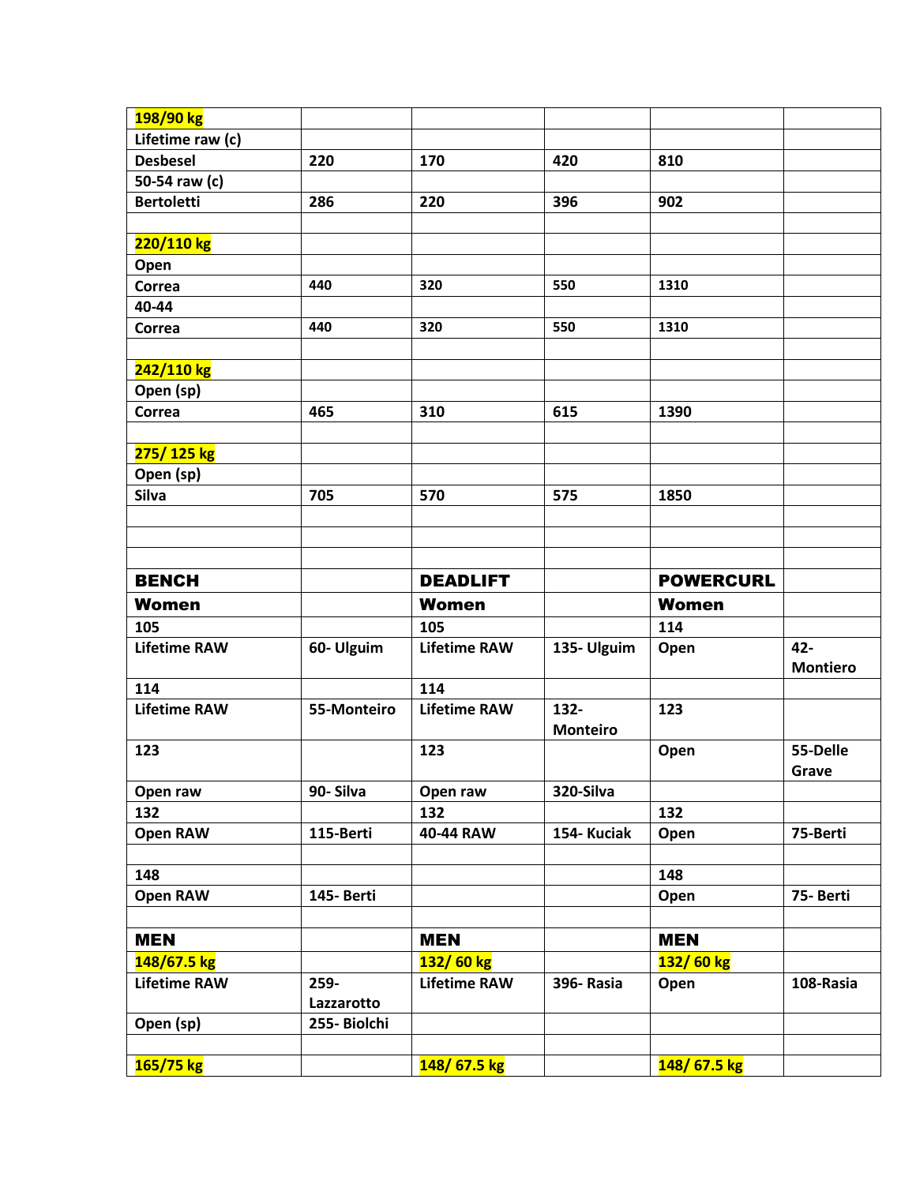| 198/90 kg | | | | | |
|---|---|---|---|---|---|
| Lifetime raw (c) | | | | | |
| Desbesel | 220 | 170 | 420 | 810 | |
| 50-54 raw (c) | | | | | |
| Bertoletti | 286 | 220 | 396 | 902 | |
| | | | | | |
| 220/110 kg | | | | | |
| Open | | | | | |
| Correa | 440 | 320 | 550 | 1310 | |
| 40-44 | | | | | |
| Correa | 440 | 320 | 550 | 1310 | |
| | | | | | |
| 242/110 kg | | | | | |
| Open (sp) | | | | | |
| Correa | 465 | 310 | 615 | 1390 | |
| | | | | | |
| 275/ 125 kg | | | | | |
| Open (sp) | | | | | |
| Silva | 705 | 570 | 575 | 1850 | |
| | | | | | |
| | | | | | |
| | | | | | |
| **BENCH** | | **DEADLIFT** | | **POWERCURL** | |
| **Women** | | **Women** | | **Women** | |
| 105 | | 105 | | 114 | |
| Lifetime RAW | 60- Ulguim | Lifetime RAW | 135- Ulguim | Open | 42- Montiero |
| 114 | | 114 | | | |
| Lifetime RAW | 55-Monteiro | Lifetime RAW | 132- Monteiro | 123 | |
| 123 | | 123 | | Open | 55-Delle Grave |
| Open raw | 90- Silva | Open raw | 320-Silva | | |
| 132 | | 132 | | 132 | |
| Open RAW | 115-Berti | 40-44 RAW | 154- Kuciak | Open | 75-Berti |
| | | | | | |
| 148 | | | | 148 | |
| Open RAW | 145- Berti | | | Open | 75- Berti |
| | | | | | |
| **MEN** | | **MEN** | | **MEN** | |
| 148/67.5 kg | | 132/ 60 kg | | 132/ 60 kg | |
| Lifetime RAW | 259- Lazzarotto | Lifetime RAW | 396- Rasia | Open | 108-Rasia |
| Open (sp) | 255- Biolchi | | | | |
| | | | | | |
| 165/75 kg | | 148/ 67.5 kg | | 148/ 67.5 kg | |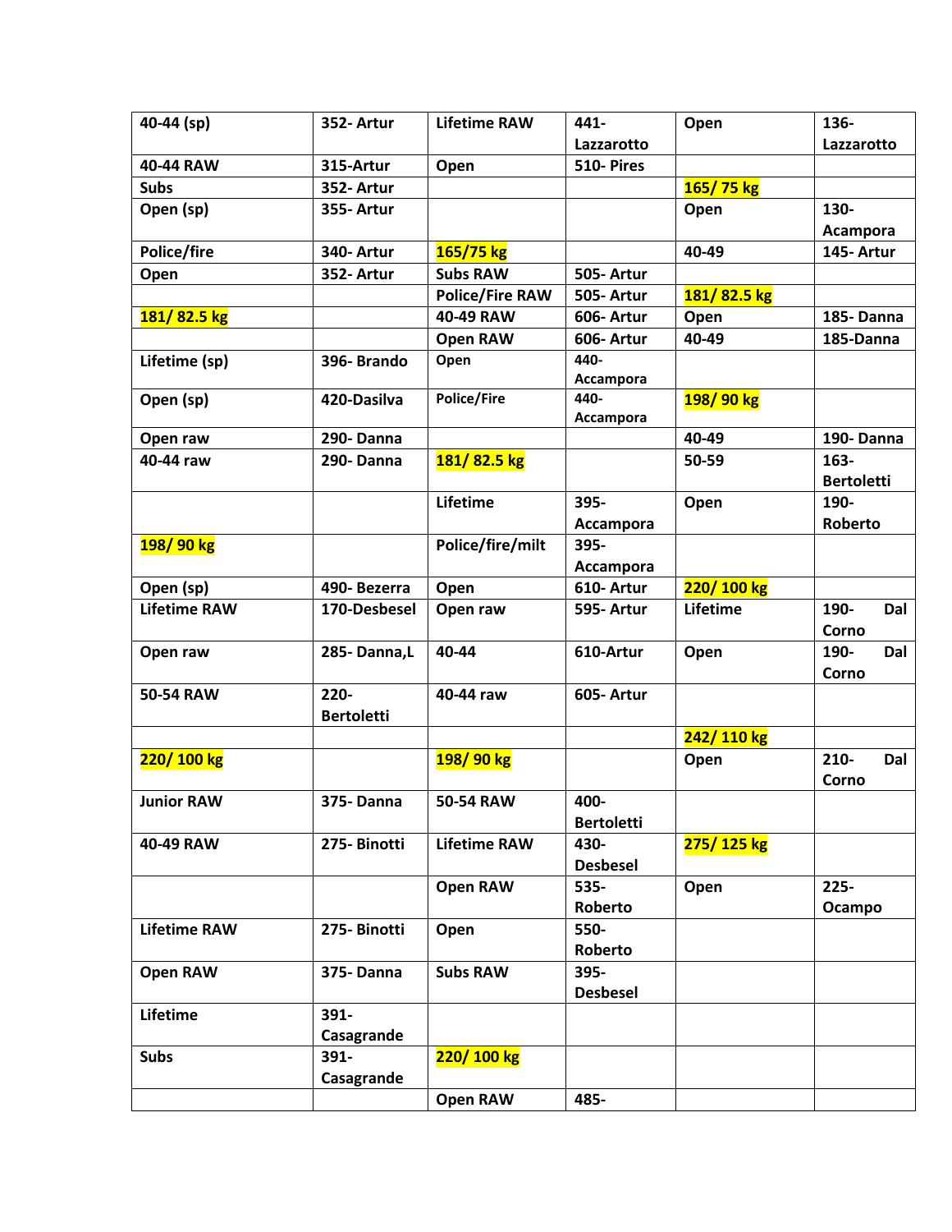| 40-44 (sp) | 352- Artur | Lifetime RAW | 441- Lazzarotto | Open | 136- Lazzarotto |
|---|---|---|---|---|---|
| 40-44 RAW | 315-Artur | Open | 510- Pires | | |
| Subs | 352- Artur | | | **165/ 75 kg** | |
| Open (sp) | 355- Artur | | | Open | 130- Acampora |
| Police/fire | 340- Artur | **165/75 kg** | | 40-49 | 145- Artur |
| Open | 352- Artur | Subs RAW | 505- Artur | | |
| | | Police/Fire RAW | 505- Artur | **181/ 82.5 kg** | |
| **181/ 82.5 kg** | | 40-49 RAW | 606- Artur | Open | 185- Danna |
| | | Open RAW | 606- Artur | 40-49 | 185-Danna |
| Lifetime (sp) | 396- Brando | Open | 440- Accampora | | |
| Open (sp) | 420-Dasilva | Police/Fire | 440- Accampora | **198/ 90 kg** | |
| Open raw | 290- Danna | | | 40-49 | 190- Danna |
| 40-44 raw | 290- Danna | **181/ 82.5 kg** | | 50-59 | 163- Bertoletti |
| | | Lifetime | 395- Accampora | Open | 190- Roberto |
| **198/ 90 kg** | | Police/fire/milt | 395- Accampora | | |
| Open (sp) | 490- Bezerra | Open | 610- Artur | **220/ 100 kg** | |
| Lifetime RAW | 170-Desbesel | Open raw | 595- Artur | Lifetime | 190- Dal Corno |
| Open raw | 285- Danna,L | 40-44 | 610-Artur | Open | 190- Dal Corno |
| 50-54 RAW | 220- Bertoletti | 40-44 raw | 605- Artur | | |
| | | | | **242/ 110 kg** | |
| **220/ 100 kg** | | **198/ 90 kg** | | Open | 210- Dal Corno |
| Junior RAW | 375- Danna | 50-54 RAW | 400- Bertoletti | | |
| 40-49 RAW | 275- Binotti | Lifetime RAW | 430- Desbesel | **275/ 125 kg** | |
| | | Open RAW | 535- Roberto | Open | 225- Ocampo |
| Lifetime RAW | 275- Binotti | Open | 550- Roberto | | |
| Open RAW | 375- Danna | Subs RAW | 395- Desbesel | | |
| Lifetime | 391- Casagrande | | | | |
| Subs | 391- Casagrande | **220/ 100 kg** | | | |
| | | Open RAW | 485- | | |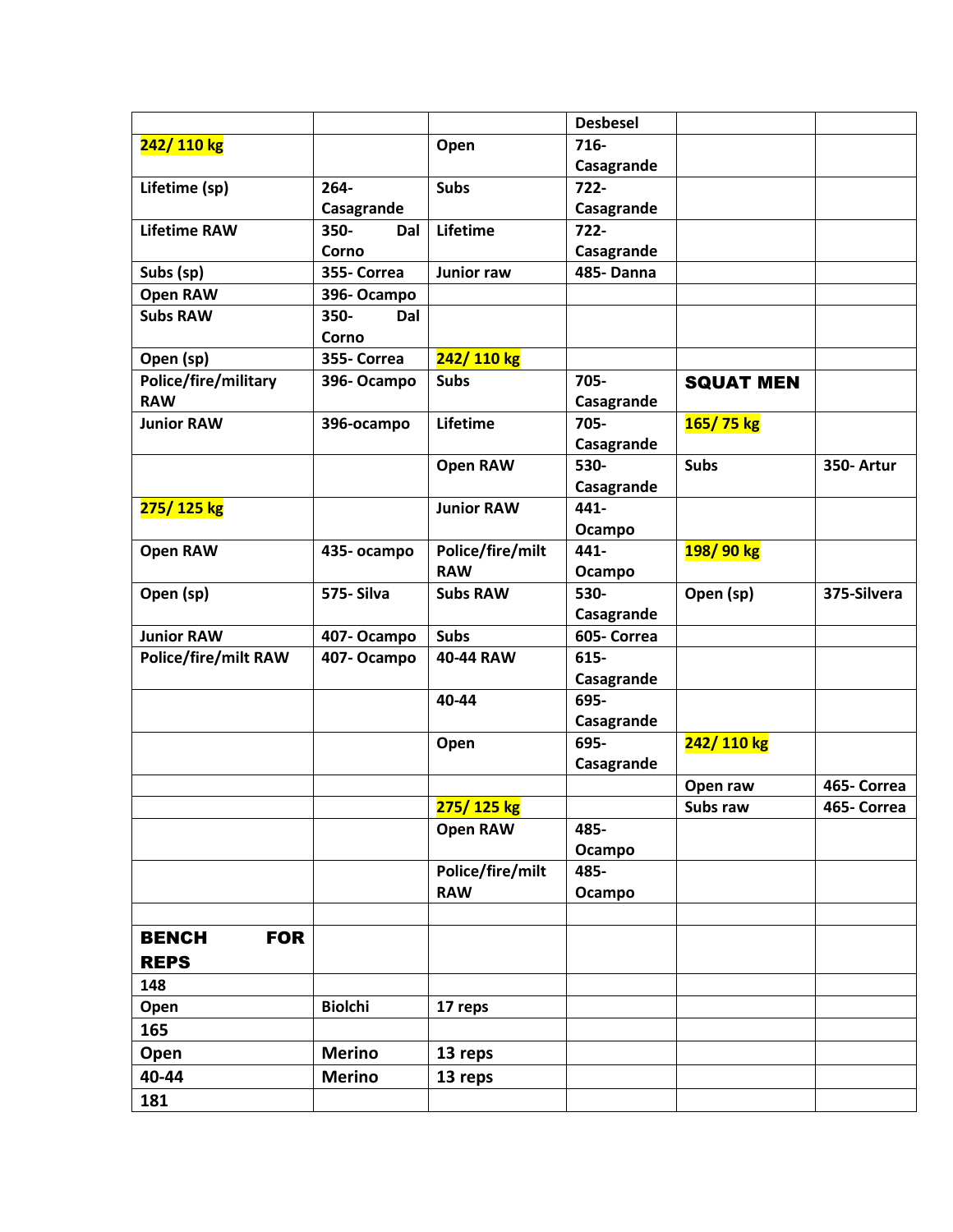| | | | Desbesel | | |
|---|---|---|---|---|---|
| 242/ 110 kg | | Open | 716- Casagrande | | |
| Lifetime (sp) | 264- Casagrande | Subs | 722- Casagrande | | |
| Lifetime RAW | 350- Dal Corno | Lifetime | 722- Casagrande | | |
| Subs (sp) | 355- Correa | Junior raw | 485- Danna | | |
| Open RAW | 396- Ocampo | | | | |
| Subs RAW | 350- Dal Corno | | | | |
| Open (sp) | 355- Correa | 242/ 110 kg | | | |
| Police/fire/military RAW | 396- Ocampo | Subs | 705- Casagrande | **SQUAT MEN** | |
| Junior RAW | 396-ocampo | Lifetime | 705- Casagrande | 165/ 75 kg | |
| | | Open RAW | 530- Casagrande | Subs | 350- Artur |
| 275/ 125 kg | | Junior RAW | 441- Ocampo | | |
| Open RAW | 435- ocampo | Police/fire/milt RAW | 441- Ocampo | 198/ 90 kg | |
| Open (sp) | 575- Silva | Subs RAW | 530- Casagrande | Open (sp) | 375-Silvera |
| Junior RAW | 407- Ocampo | Subs | 605- Correa | | |
| Police/fire/milt RAW | 407- Ocampo | 40-44 RAW | 615- Casagrande | | |
| | | 40-44 | 695- Casagrande | | |
| | | Open | 695- Casagrande | 242/ 110 kg | |
| | | | | Open raw | 465- Correa |
| | | 275/ 125 kg | | Subs raw | 465- Correa |
| | | Open RAW | 485- Ocampo | | |
| | | Police/fire/milt RAW | 485- Ocampo | | |
| | | | | | |
| **BENCH FOR REPS** | | | | | |
| 148 | | | | | |
| Open | Biolchi | 17 reps | | | |
| 165 | | | | | |
| Open | Merino | 13 reps | | | |
| 40-44 | Merino | 13 reps | | | |
| 181 | | | | | |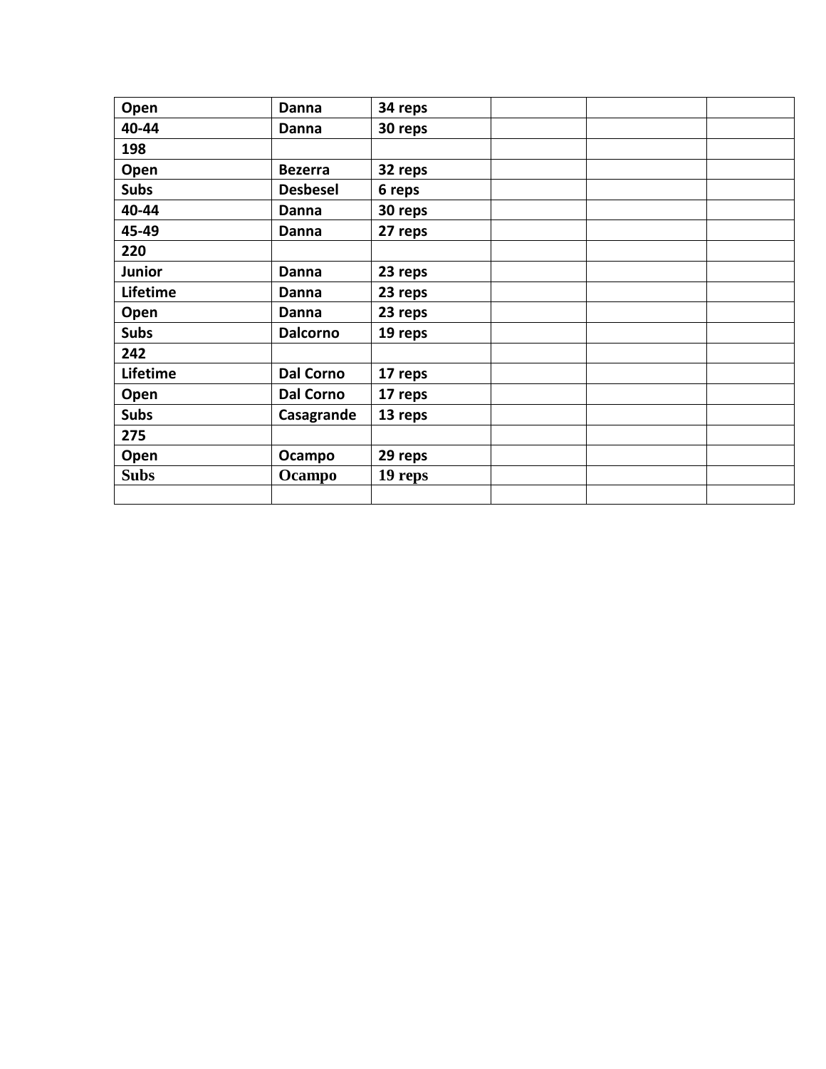| | | | | | |
|---|---|---|---|---|---|
| **Open** | **Danna** | **34 reps** | | | |
| **40-44** | **Danna** | **30 reps** | | | |
| **198** | | | | | |
| **Open** | **Bezerra** | **32 reps** | | | |
| **Subs** | **Desbesel** | **6 reps** | | | |
| **40-44** | **Danna** | **30 reps** | | | |
| **45-49** | **Danna** | **27 reps** | | | |
| **220** | | | | | |
| **Junior** | **Danna** | **23 reps** | | | |
| **Lifetime** | **Danna** | **23 reps** | | | |
| **Open** | **Danna** | **23 reps** | | | |
| **Subs** | **Dalcorno** | **19 reps** | | | |
| **242** | | | | | |
| **Lifetime** | **Dal Corno** | **17 reps** | | | |
| **Open** | **Dal Corno** | **17 reps** | | | |
| **Subs** | **Casagrande** | **13 reps** | | | |
| **275** | | | | | |
| **Open** | **Ocampo** | **29 reps** | | | |
| **Subs** | **Ocampo** | **19 reps** | | | |
| | | | | | |